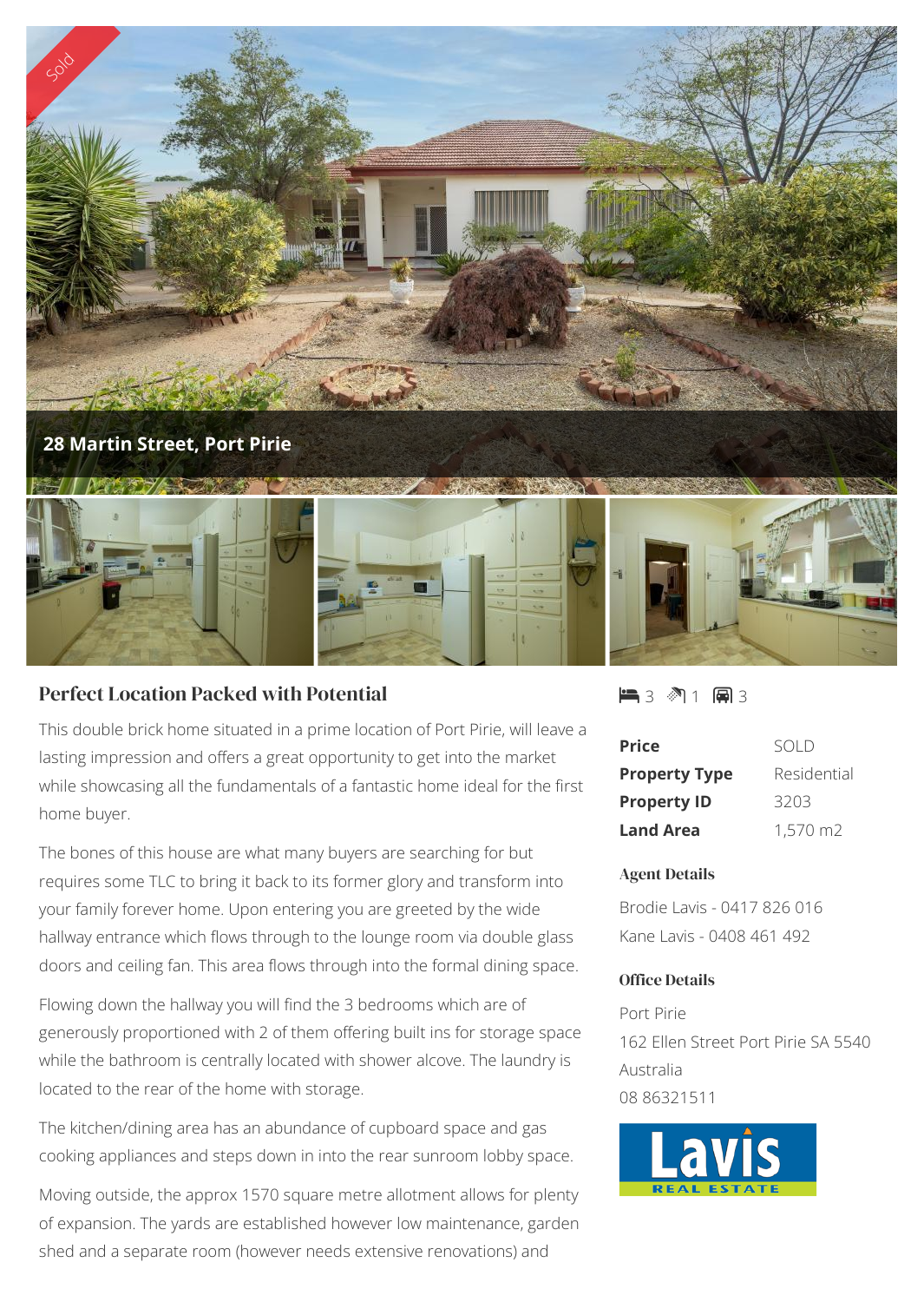Sold

**28 Martin Street, Port Pirie**

## Perfect Location Packed with Potential

This double brick home situated in a prime location of Port Pirie, will leave a lasting impression and offers a great opportunity to get into the market while showcasing all the fundamentals of a fantastic home ideal for the first home buyer.

The bones of this house are what many buyers are searching for but requires some TLC to bring it back to its former glory and transform into your family forever home. Upon entering you are greeted by the wide hallway entrance which flows through to the lounge room via double glass doors and ceiling fan. This area flows through into the formal dining space.

Flowing down the hallway you will find the 3 bedrooms which are of generously proportioned with 2 of them offering built ins for storage space while the bathroom is centrally located with shower alcove. The laundry is located to the rear of the home with storage.

The kitchen/dining area has an abundance of cupboard space and gas cooking appliances and steps down in into the rear sunroom lobby space.

Moving outside, the approx 1570 square metre allotment allows for plenty of expansion. The yards are established however low maintenance, garden shed and a separate room (however needs extensive renovations) and

3 1 3

| | |
|---|---|
| **Price** | SOLD |
| **Property Type** | Residential |
| **Property ID** | 3203 |
| **Land Area** | 1,570 m2 |

### Agent Details

Brodie Lavis - 0417 826 016

Kane Lavis - 0408 461 492

### Office Details

Port Pirie

162 Ellen Street Port Pirie SA 5540 Australia

08 86321511

Lavis REAL ESTATE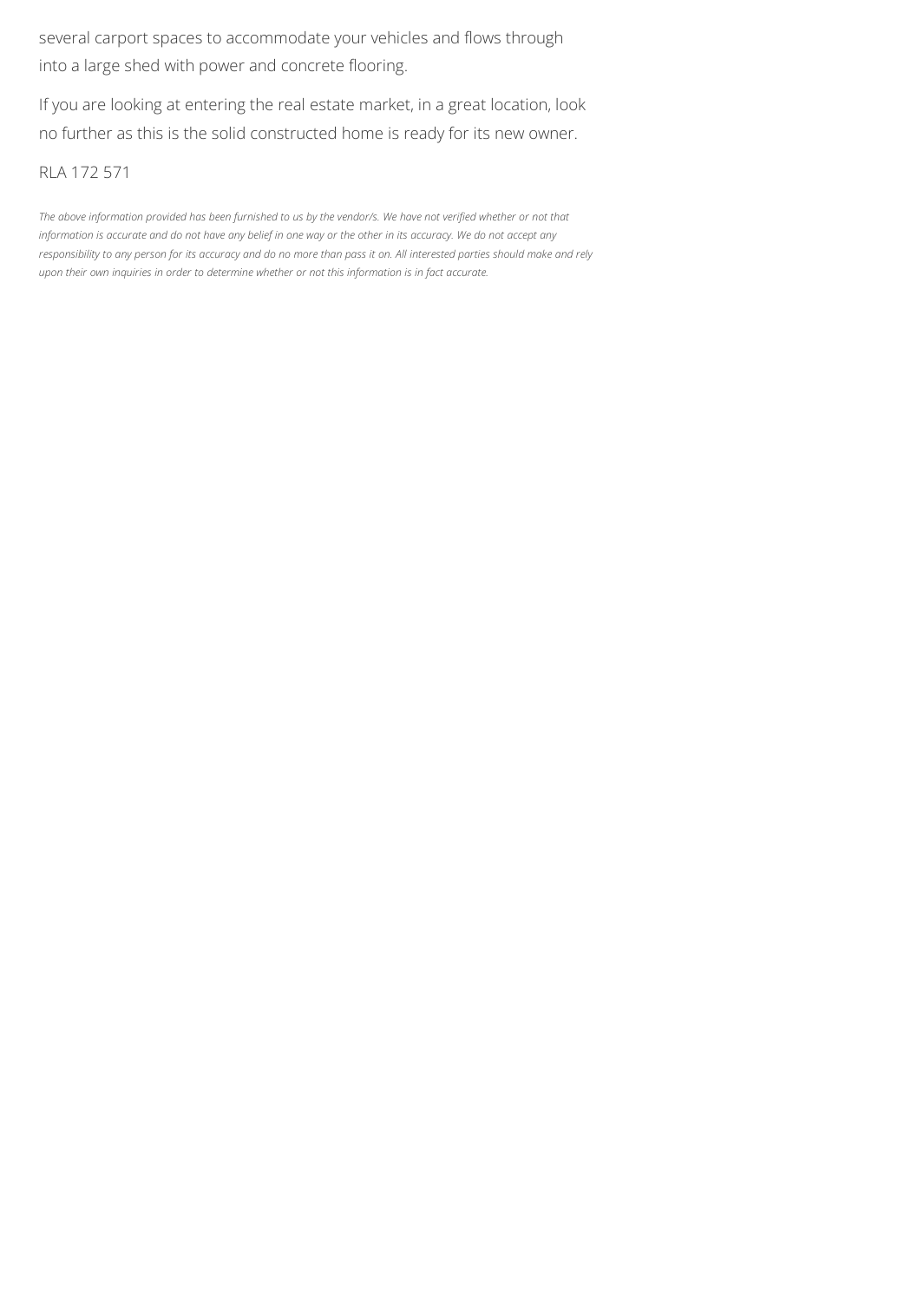several carport spaces to accommodate your vehicles and flows through into a large shed with power and concrete flooring.

If you are looking at entering the real estate market, in a great location, look no further as this is the solid constructed home is ready for its new owner.

RLA 172 571

*The above information provided has been furnished to us by the vendor/s. We have not verified whether or not that information is accurate and do not have any belief in one way or the other in its accuracy. We do not accept any responsibility to any person for its accuracy and do no more than pass it on. All interested parties should make and rely upon their own inquiries in order to determine whether or not this information is in fact accurate.*